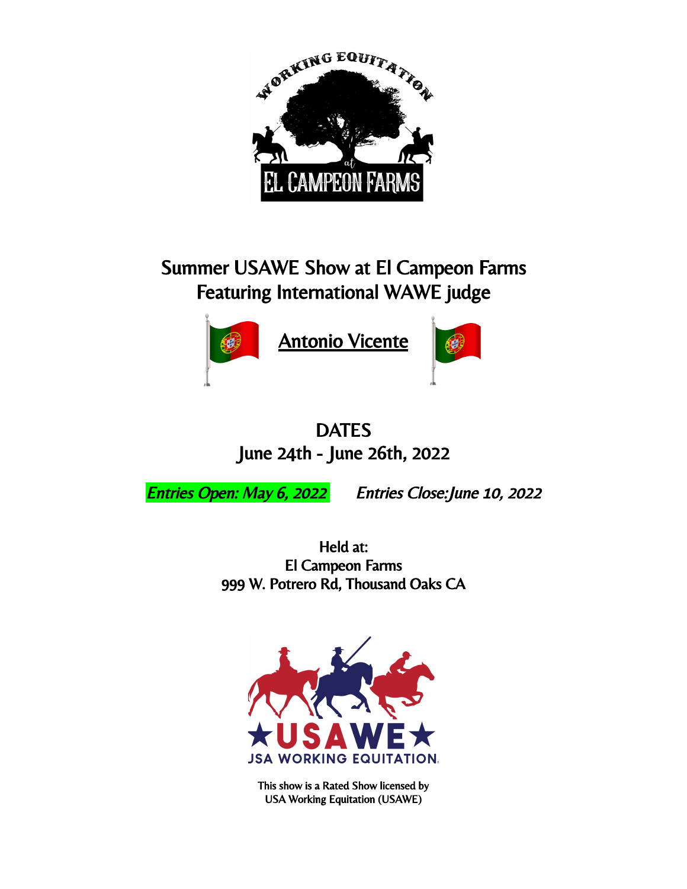# Summer USAWE Show at El Campeon Farms

## Featuring International WAWE judge

**Antonio Vicente**

## DATES

## June 24th - June 26th, 2022

*Entries Open: May 6, 2022*  *Entries Close: June 10, 2022*

Held at:
El Campeon Farms
999 W. Potrero Rd, Thousand Oaks CA

This show is a Rated Show licensed by
USA Working Equitation (USAWE)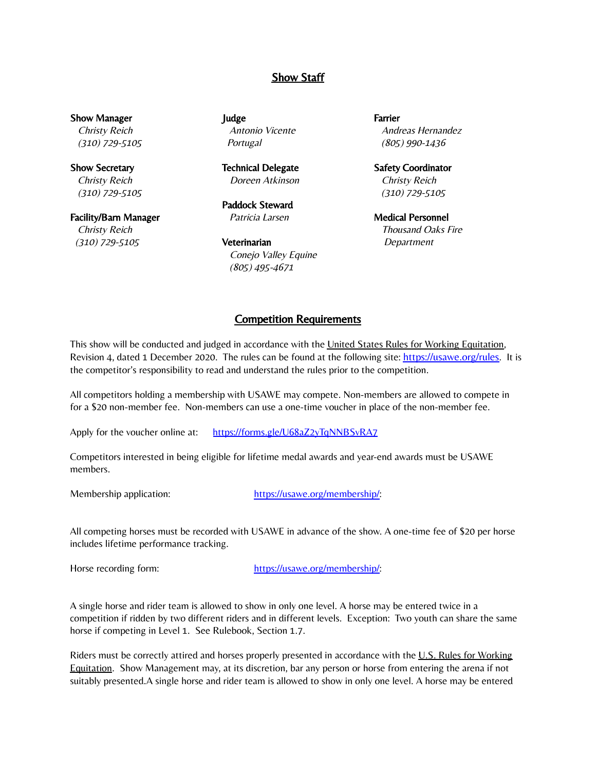## Show Staff

**Show Manager**
*Christy Reich*
*(310) 729-5105*

**Show Secretary**
*Christy Reich*
*(310) 729-5105*

**Facility/Barn Manager**
*Christy Reich*
*(310) 729-5105*

**Judge**
*Antonio Vicente*
*Portugal*

**Technical Delegate**
*Doreen Atkinson*

**Paddock Steward**
*Patricia Larsen*

**Veterinarian**
*Conejo Valley Equine*
*(805) 495-4671*

**Farrier**
*Andreas Hernandez*
*(805) 990-1436*

**Safety Coordinator**
*Christy Reich*
*(310) 729-5105*

**Medical Personnel**
*Thousand Oaks Fire Department*

## Competition Requirements

This show will be conducted and judged in accordance with the United States Rules for Working Equitation, Revision 4, dated 1 December 2020. The rules can be found at the following site: https://usawe.org/rules. It is the competitor's responsibility to read and understand the rules prior to the competition.

All competitors holding a membership with USAWE may compete. Non-members are allowed to compete in for a $20 non-member fee. Non-members can use a one-time voucher in place of the non-member fee.

Apply for the voucher online at: https://forms.gle/U68aZ2yTqNNBSvRA7

Competitors interested in being eligible for lifetime medal awards and year-end awards must be USAWE members.

Membership application: https://usawe.org/membership/:

All competing horses must be recorded with USAWE in advance of the show. A one-time fee of $20 per horse includes lifetime performance tracking.

Horse recording form: https://usawe.org/membership/:

A single horse and rider team is allowed to show in only one level. A horse may be entered twice in a competition if ridden by two different riders and in different levels. Exception: Two youth can share the same horse if competing in Level 1. See Rulebook, Section 1.7.

Riders must be correctly attired and horses properly presented in accordance with the U.S. Rules for Working Equitation. Show Management may, at its discretion, bar any person or horse from entering the arena if not suitably presented.A single horse and rider team is allowed to show in only one level. A horse may be entered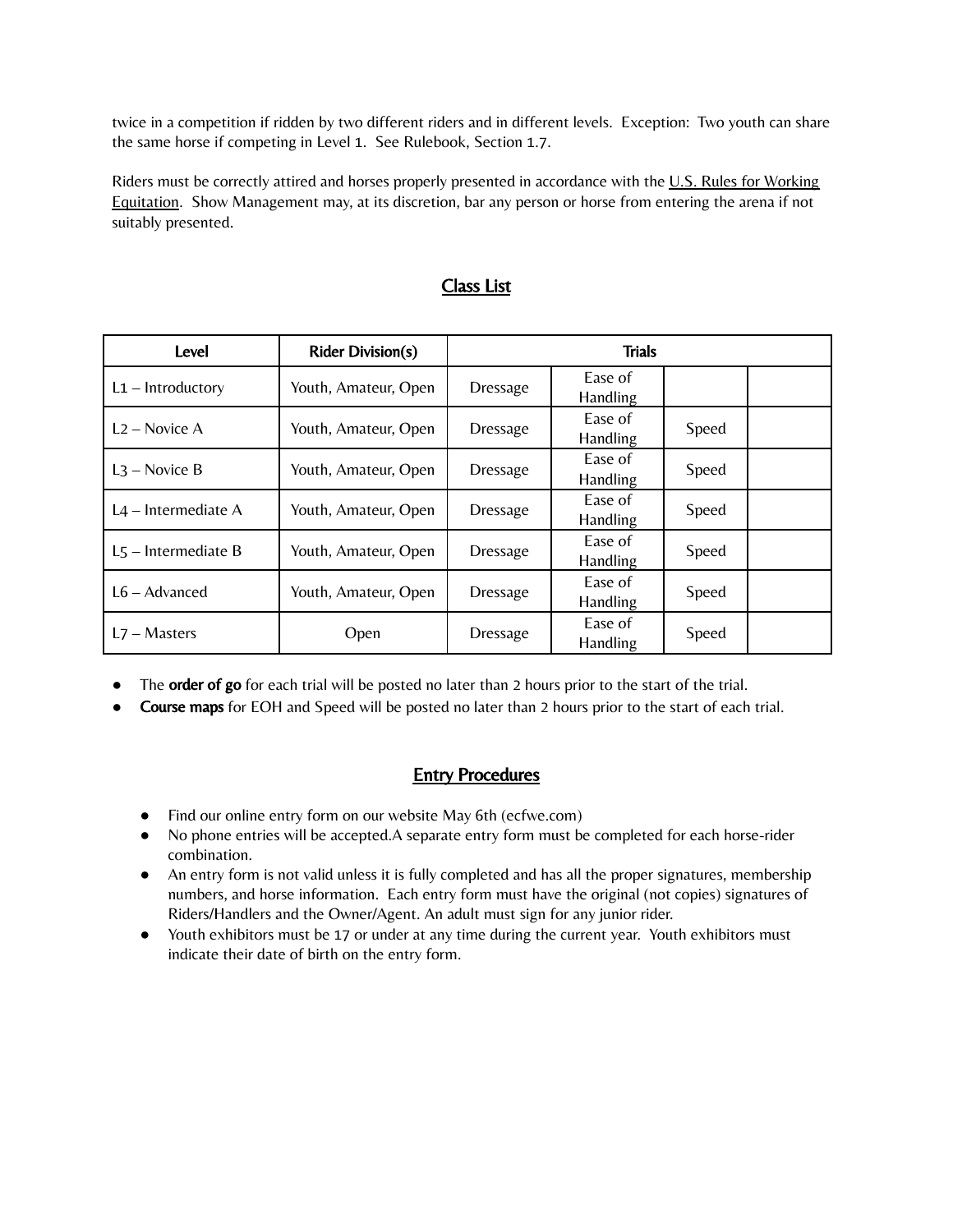twice in a competition if ridden by two different riders and in different levels. Exception: Two youth can share the same horse if competing in Level 1. See Rulebook, Section 1.7.

Riders must be correctly attired and horses properly presented in accordance with the U.S. Rules for Working Equitation. Show Management may, at its discretion, bar any person or horse from entering the arena if not suitably presented.

## Class List

| Level | Rider Division(s) | Trials | | | |
|---|---|---|---|---|---|
| L1 – Introductory | Youth, Amateur, Open | Dressage | Ease of Handling | | |
| L2 – Novice A | Youth, Amateur, Open | Dressage | Ease of Handling | Speed | |
| L3 – Novice B | Youth, Amateur, Open | Dressage | Ease of Handling | Speed | |
| L4 – Intermediate A | Youth, Amateur, Open | Dressage | Ease of Handling | Speed | |
| L5 – Intermediate B | Youth, Amateur, Open | Dressage | Ease of Handling | Speed | |
| L6 – Advanced | Youth, Amateur, Open | Dressage | Ease of Handling | Speed | |
| L7 – Masters | Open | Dressage | Ease of Handling | Speed | |

- The **order of go** for each trial will be posted no later than 2 hours prior to the start of the trial.
- **Course maps** for EOH and Speed will be posted no later than 2 hours prior to the start of each trial.

## Entry Procedures

- Find our online entry form on our website May 6th (ecfwe.com)
- No phone entries will be accepted.A separate entry form must be completed for each horse-rider combination.
- An entry form is not valid unless it is fully completed and has all the proper signatures, membership numbers, and horse information. Each entry form must have the original (not copies) signatures of Riders/Handlers and the Owner/Agent. An adult must sign for any junior rider.
- Youth exhibitors must be 17 or under at any time during the current year. Youth exhibitors must indicate their date of birth on the entry form.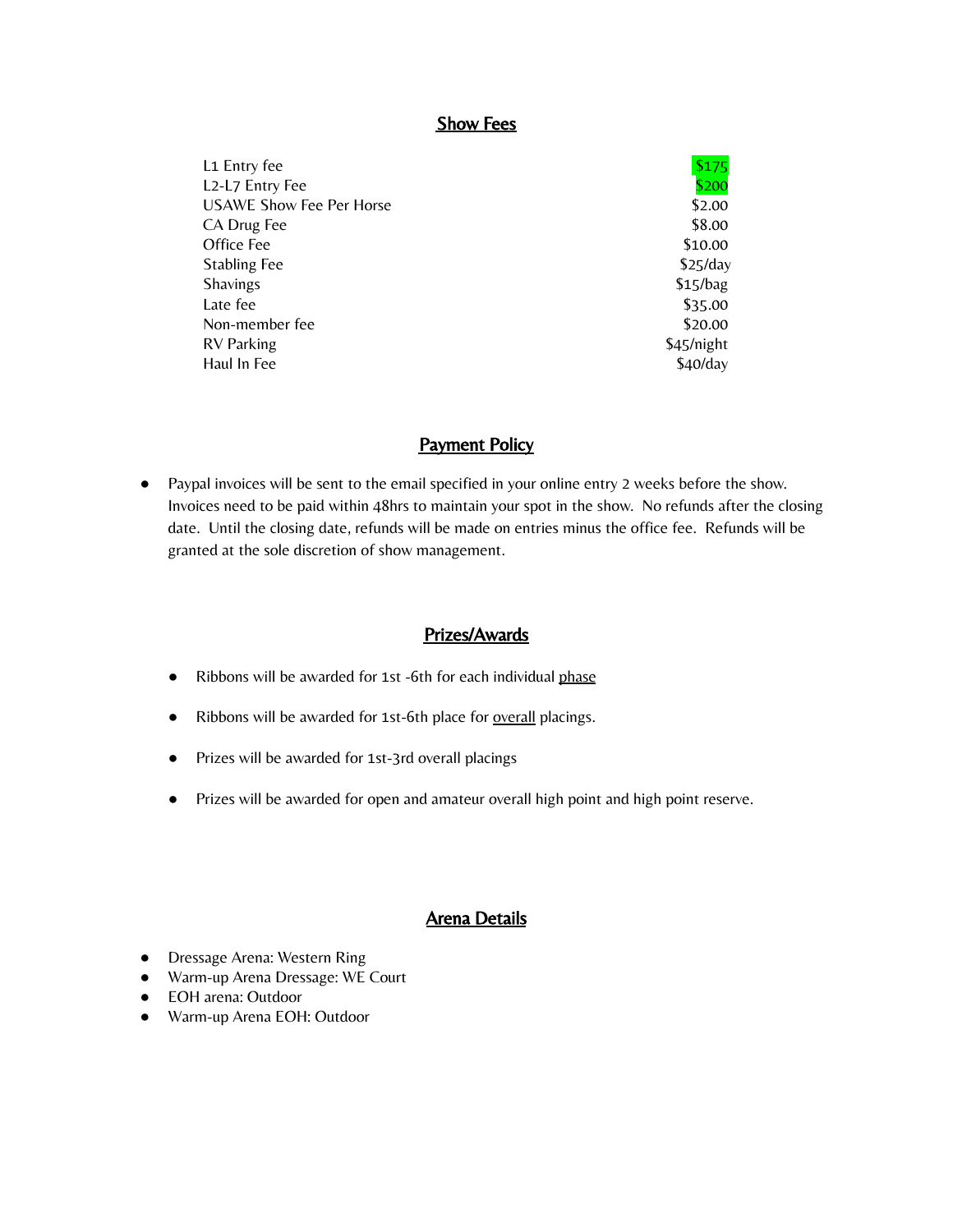## Show Fees

| | |
|---|---|
| L1 Entry fee | $175 |
| L2-L7 Entry Fee | $200 |
| USAWE Show Fee Per Horse | $2.00 |
| CA Drug Fee | $8.00 |
| Office Fee | $10.00 |
| Stabling Fee | $25/day |
| Shavings | $15/bag |
| Late fee | $35.00 |
| Non-member fee | $20.00 |
| RV Parking | $45/night |
| Haul In Fee | $40/day |

## Payment Policy

- Paypal invoices will be sent to the email specified in your online entry 2 weeks before the show. Invoices need to be paid within 48hrs to maintain your spot in the show. No refunds after the closing date. Until the closing date, refunds will be made on entries minus the office fee. Refunds will be granted at the sole discretion of show management.

## Prizes/Awards

- Ribbons will be awarded for 1st -6th for each individual phase
- Ribbons will be awarded for 1st-6th place for overall placings.
- Prizes will be awarded for 1st-3rd overall placings
- Prizes will be awarded for open and amateur overall high point and high point reserve.

## Arena Details

- Dressage Arena: Western Ring
- Warm-up Arena Dressage: WE Court
- EOH arena: Outdoor
- Warm-up Arena EOH: Outdoor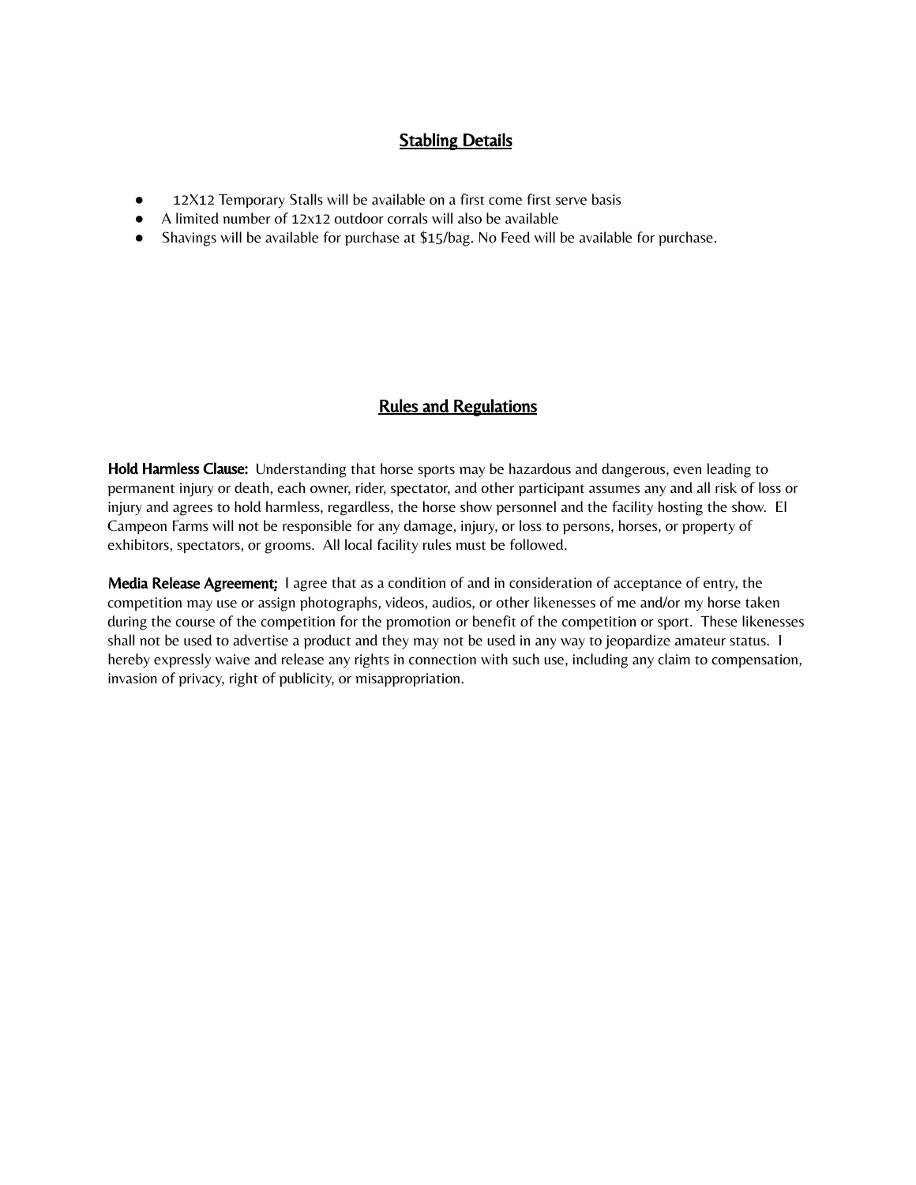## Stabling Details

- 12X12 Temporary Stalls will be available on a first come first serve basis
- A limited number of 12x12 outdoor corrals will also be available
- Shavings will be available for purchase at $15/bag. No Feed will be available for purchase.

## Rules and Regulations

**Hold Harmless Clause:** Understanding that horse sports may be hazardous and dangerous, even leading to permanent injury or death, each owner, rider, spectator, and other participant assumes any and all risk of loss or injury and agrees to hold harmless, regardless, the horse show personnel and the facility hosting the show. El Campeon Farms will not be responsible for any damage, injury, or loss to persons, horses, or property of exhibitors, spectators, or grooms. All local facility rules must be followed.

**Media Release Agreement:** I agree that as a condition of and in consideration of acceptance of entry, the competition may use or assign photographs, videos, audios, or other likenesses of me and/or my horse taken during the course of the competition for the promotion or benefit of the competition or sport. These likenesses shall not be used to advertise a product and they may not be used in any way to jeopardize amateur status. I hereby expressly waive and release any rights in connection with such use, including any claim to compensation, invasion of privacy, right of publicity, or misappropriation.